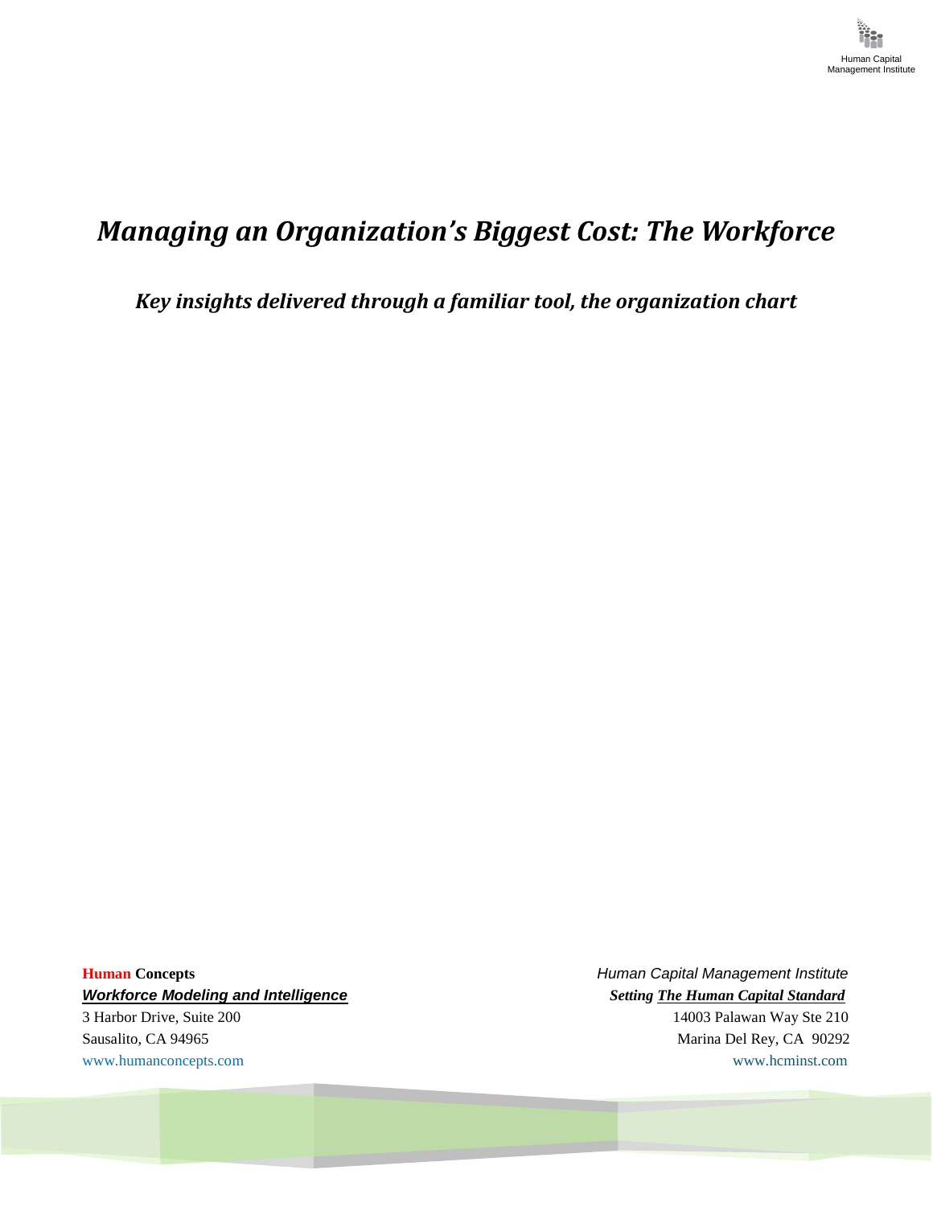Human Capital Management Institute

# *Managing an Organization's Biggest Cost: The Workforce*

## *Key insights delivered through a familiar tool, the organization chart*

**Human Concepts**
***Workforce Modeling and Intelligence***
3 Harbor Drive, Suite 200
Sausalito, CA 94965
www.humanconcepts.com

*Human Capital Management Institute*
***Setting The Human Capital Standard***
14003 Palawan Way Ste 210
Marina Del Rey, CA 90292
www.hcminst.com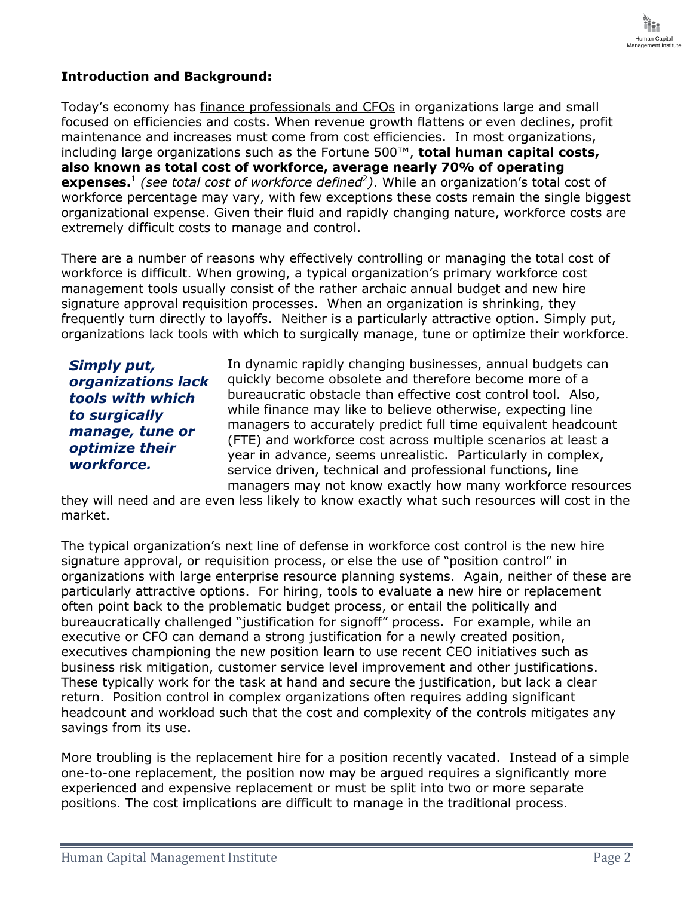## Introduction and Background:

Today's economy has finance professionals and CFOs in organizations large and small focused on efficiencies and costs. When revenue growth flattens or even declines, profit maintenance and increases must come from cost efficiencies. In most organizations, including large organizations such as the Fortune 500™, **total human capital costs, also known as total cost of workforce, average nearly 70% of operating expenses.**[1] *(see total cost of workforce defined*[2]*)*. While an organization's total cost of workforce percentage may vary, with few exceptions these costs remain the single biggest organizational expense. Given their fluid and rapidly changing nature, workforce costs are extremely difficult costs to manage and control.

There are a number of reasons why effectively controlling or managing the total cost of workforce is difficult. When growing, a typical organization's primary workforce cost management tools usually consist of the rather archaic annual budget and new hire signature approval requisition processes. When an organization is shrinking, they frequently turn directly to layoffs. Neither is a particularly attractive option. Simply put, organizations lack tools with which to surgically manage, tune or optimize their workforce.

***Simply put, organizations lack tools with which to surgically manage, tune or optimize their workforce.***

In dynamic rapidly changing businesses, annual budgets can quickly become obsolete and therefore become more of a bureaucratic obstacle than effective cost control tool. Also, while finance may like to believe otherwise, expecting line managers to accurately predict full time equivalent headcount (FTE) and workforce cost across multiple scenarios at least a year in advance, seems unrealistic. Particularly in complex, service driven, technical and professional functions, line managers may not know exactly how many workforce resources they will need and are even less likely to know exactly what such resources will cost in the market.

The typical organization's next line of defense in workforce cost control is the new hire signature approval, or requisition process, or else the use of "position control" in organizations with large enterprise resource planning systems. Again, neither of these are particularly attractive options. For hiring, tools to evaluate a new hire or replacement often point back to the problematic budget process, or entail the politically and bureaucratically challenged "justification for signoff" process. For example, while an executive or CFO can demand a strong justification for a newly created position, executives championing the new position learn to use recent CEO initiatives such as business risk mitigation, customer service level improvement and other justifications. These typically work for the task at hand and secure the justification, but lack a clear return. Position control in complex organizations often requires adding significant headcount and workload such that the cost and complexity of the controls mitigates any savings from its use.

More troubling is the replacement hire for a position recently vacated. Instead of a simple one-to-one replacement, the position now may be argued requires a significantly more experienced and expensive replacement or must be split into two or more separate positions. The cost implications are difficult to manage in the traditional process.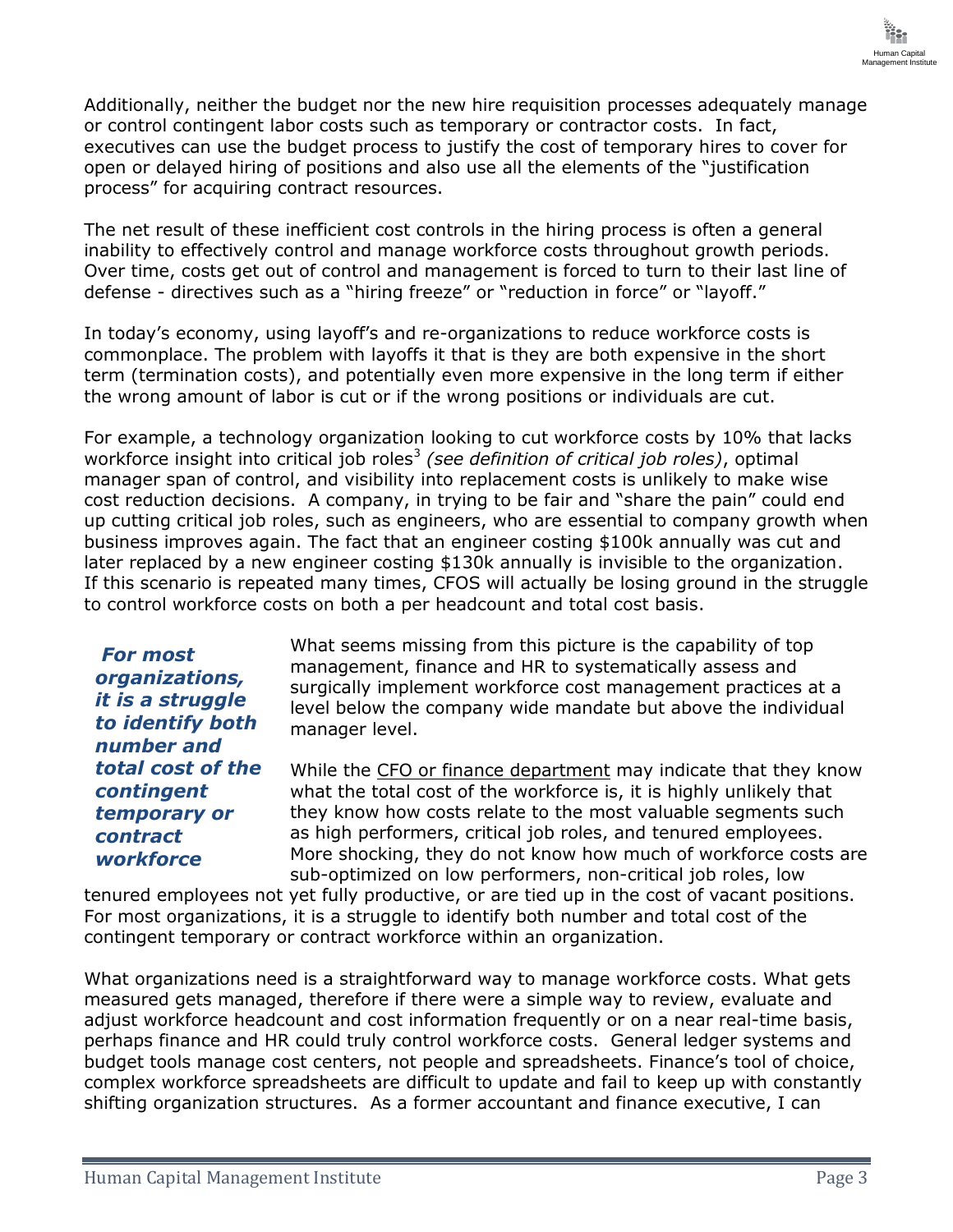Additionally, neither the budget nor the new hire requisition processes adequately manage or control contingent labor costs such as temporary or contractor costs. In fact, executives can use the budget process to justify the cost of temporary hires to cover for open or delayed hiring of positions and also use all the elements of the "justification process" for acquiring contract resources.

The net result of these inefficient cost controls in the hiring process is often a general inability to effectively control and manage workforce costs throughout growth periods. Over time, costs get out of control and management is forced to turn to their last line of defense - directives such as a "hiring freeze" or "reduction in force" or "layoff."

In today's economy, using layoff's and re-organizations to reduce workforce costs is commonplace. The problem with layoffs it that is they are both expensive in the short term (termination costs), and potentially even more expensive in the long term if either the wrong amount of labor is cut or if the wrong positions or individuals are cut.

For example, a technology organization looking to cut workforce costs by 10% that lacks workforce insight into critical job roles[3] *(see definition of critical job roles)*, optimal manager span of control, and visibility into replacement costs is unlikely to make wise cost reduction decisions. A company, in trying to be fair and "share the pain" could end up cutting critical job roles, such as engineers, who are essential to company growth when business improves again. The fact that an engineer costing $100k annually was cut and later replaced by a new engineer costing $130k annually is invisible to the organization. If this scenario is repeated many times, CFOS will actually be losing ground in the struggle to control workforce costs on both a per headcount and total cost basis.

***For most organizations, it is a struggle to identify both number and total cost of the contingent temporary or contract workforce***

What seems missing from this picture is the capability of top management, finance and HR to systematically assess and surgically implement workforce cost management practices at a level below the company wide mandate but above the individual manager level.

While the CFO or finance department may indicate that they know what the total cost of the workforce is, it is highly unlikely that they know how costs relate to the most valuable segments such as high performers, critical job roles, and tenured employees. More shocking, they do not know how much of workforce costs are sub-optimized on low performers, non-critical job roles, low tenured employees not yet fully productive, or are tied up in the cost of vacant positions. For most organizations, it is a struggle to identify both number and total cost of the contingent temporary or contract workforce within an organization.

What organizations need is a straightforward way to manage workforce costs. What gets measured gets managed, therefore if there were a simple way to review, evaluate and adjust workforce headcount and cost information frequently or on a near real-time basis, perhaps finance and HR could truly control workforce costs. General ledger systems and budget tools manage cost centers, not people and spreadsheets. Finance's tool of choice, complex workforce spreadsheets are difficult to update and fail to keep up with constantly shifting organization structures. As a former accountant and finance executive, I can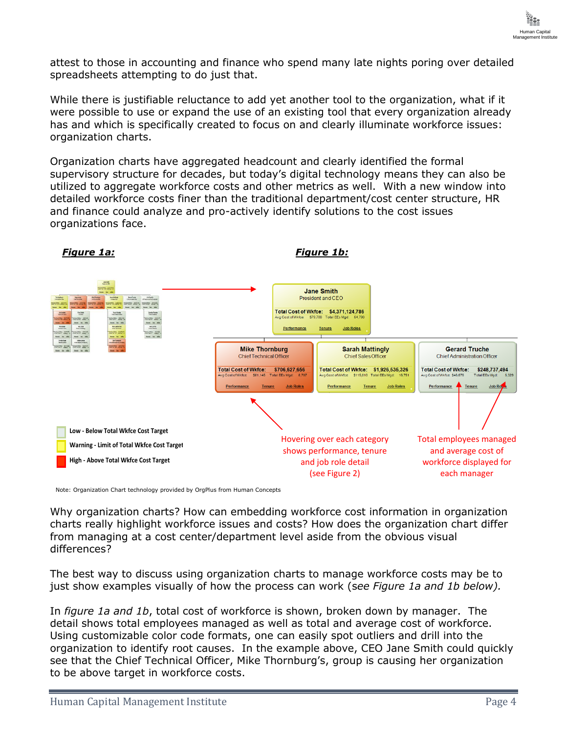attest to those in accounting and finance who spend many late nights poring over detailed spreadsheets attempting to do just that.

While there is justifiable reluctance to add yet another tool to the organization, what if it were possible to use or expand the use of an existing tool that every organization already has and which is specifically created to focus on and clearly illuminate workforce issues: organization charts.

Organization charts have aggregated headcount and clearly identified the formal supervisory structure for decades, but today's digital technology means they can also be utilized to aggregate workforce costs and other metrics as well. With a new window into detailed workforce costs finer than the traditional department/cost center structure, HR and finance could analyze and pro-actively identify solutions to the cost issues organizations face.

***Figure 1a:***

***Figure 1b:***

**Jane Smith**
President and CEO
Total Cost of Wkfce: $4,371,124,786
Avg Cost of Wkfce: $79,780 Total EEs Mgd: 54,790
Performance Tenure Job Roles

**Mike Thornburg**
Chief Technical Officer
Total Cost of Wkfce: $706,627,656
Avg Cost of Wkfce: $81,145 Total EEs Mgd: 8,707
Performance Tenure Job Roles

**Sarah Mattingly**
Chief Sales Officer
Total Cost of Wkfce: $1,926,536,326
Avg Cost of Wkfce: $115,010 Total EEs Mgd: 16,751
Performance Tenure Job Roles

**Gerard Truche**
Chief Administration Officer
Total Cost of Wkfce: $248,737,494
Avg Cost of Wkfce: $46,678 Total EEs Mgd: 5,329
Performance Tenure Job Roles

Low - Below Total Wkfce Cost Target
Warning - Limit of Total Wkfce Cost Target
High - Above Total Wkfce Cost Target

Hovering over each category shows performance, tenure and job role detail (see Figure 2)

Total employees managed and average cost of workforce displayed for each manager

Note: Organization Chart technology provided by OrgPlus from Human Concepts

Why organization charts? How can embedding workforce cost information in organization charts really highlight workforce issues and costs? How does the organization chart differ from managing at a cost center/department level aside from the obvious visual differences?

The best way to discuss using organization charts to manage workforce costs may be to just show examples visually of how the process can work (*see Figure 1a and 1b below).*

In *figure 1a and 1b*, total cost of workforce is shown, broken down by manager. The detail shows total employees managed as well as total and average cost of workforce. Using customizable color code formats, one can easily spot outliers and drill into the organization to identify root causes. In the example above, CEO Jane Smith could quickly see that the Chief Technical Officer, Mike Thornburg's, group is causing her organization to be above target in workforce costs.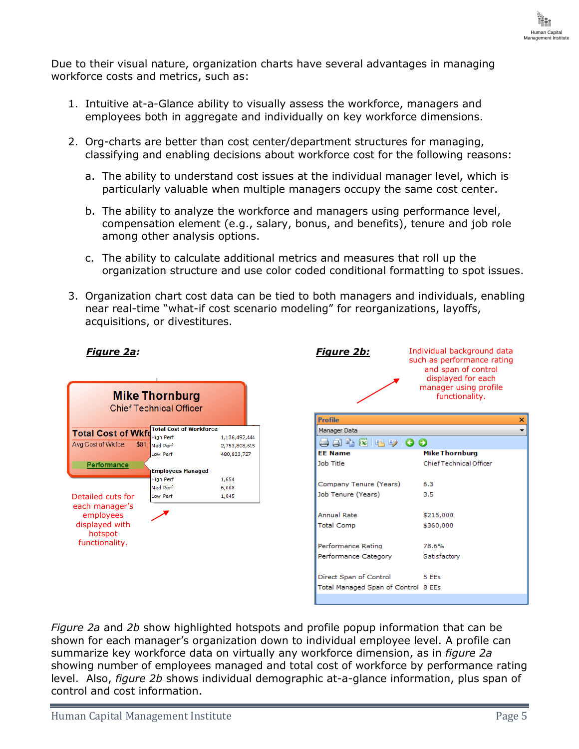Due to their visual nature, organization charts have several advantages in managing workforce costs and metrics, such as:

1. Intuitive at-a-Glance ability to visually assess the workforce, managers and employees both in aggregate and individually on key workforce dimensions.

2. Org-charts are better than cost center/department structures for managing, classifying and enabling decisions about workforce cost for the following reasons:

   a. The ability to understand cost issues at the individual manager level, which is particularly valuable when multiple managers occupy the same cost center.

   b. The ability to analyze the workforce and managers using performance level, compensation element (e.g., salary, bonus, and benefits), tenure and job role among other analysis options.

   c. The ability to calculate additional metrics and measures that roll up the organization structure and use color coded conditional formatting to spot issues.

3. Organization chart cost data can be tied to both managers and individuals, enabling near real-time "what-if cost scenario modeling" for reorganizations, layoffs, acquisitions, or divestitures.

***Figure 2a:***

**Mike Thornburg**
Chief Technical Officer

**Total Cost of Wkfc**
Avg Cost of Wkfce: $81,

Performance

| **Total Cost of Workforce** | |
|---|---|
| High Perf | 1,136,492,444 |
| Med Perf | 2,753,808,615 |
| Low Perf | 480,823,727 |
| **Employees Managed** | |
| High Perf | 1,654 |
| Med Perf | 6,008 |
| Low Perf | 1,045 |

Detailed cuts for each manager's employees displayed with hotspot functionality.

***Figure 2b:***

Individual background data such as performance rating and span of control displayed for each manager using profile functionality.

**Profile**
Manager Data

| | |
|---|---|
| **EE Name** | **Mike Thornburg** |
| Job Title | Chief Technical Officer |
| Company Tenure (Years) | 6.3 |
| Job Tenure (Years) | 3.5 |
| Annual Rate | $215,000 |
| Total Comp | $360,000 |
| Performance Rating | 78.6% |
| Performance Category | Satisfactory |
| Direct Span of Control | 5 EEs |
| Total Managed Span of Control | 8 EEs |

*Figure 2a* and *2b* show highlighted hotspots and profile popup information that can be shown for each manager's organization down to individual employee level. A profile can summarize key workforce data on virtually any workforce dimension, as in *figure 2a* showing number of employees managed and total cost of workforce by performance rating level. Also, *figure 2b* shows individual demographic at-a-glance information, plus span of control and cost information.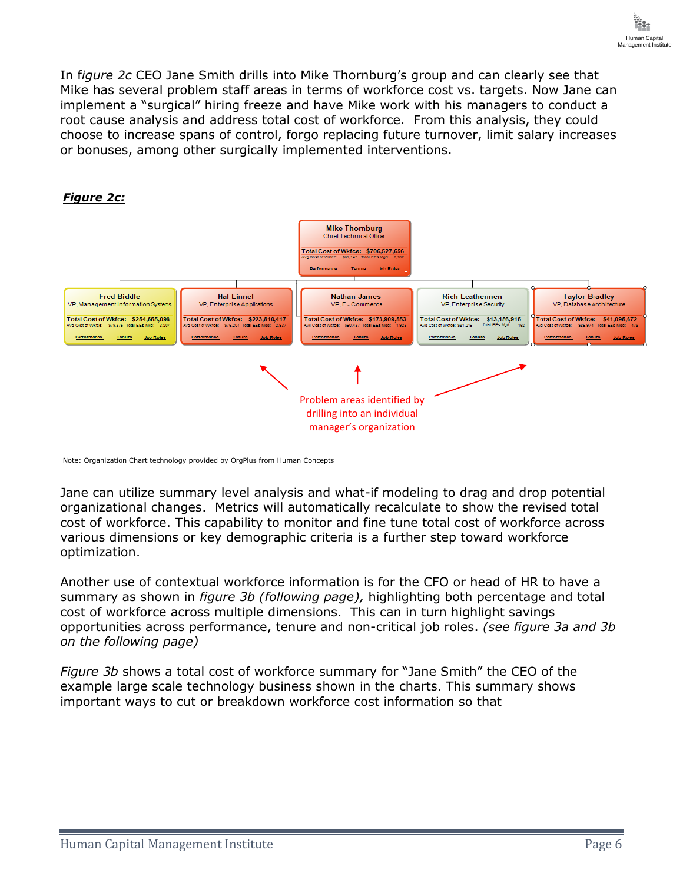In *figure 2c* CEO Jane Smith drills into Mike Thornburg's group and can clearly see that Mike has several problem staff areas in terms of workforce cost vs. targets. Now Jane can implement a "surgical" hiring freeze and have Mike work with his managers to conduct a root cause analysis and address total cost of workforce. From this analysis, they could choose to increase spans of control, forgo replacing future turnover, limit salary increases or bonuses, among other surgically implemented interventions.

***Figure 2c:***

**Mike Thornburg**
Chief Technical Officer
Total Cost of Wkfce: $706,527,656

| Name | Title | Total Cost of Wkfce |
|---|---|---|
| Fred Biddle | VP, Management Information Systems | $254,555,098 |
| Hal Linnel | VP, Enterprise Applications | $223,810,417 |
| Nathan James | VP, E - Commerce | $173,909,553 |
| Rich Leathermen | VP, Enterprise Security | $13,156,915 |
| Taylor Bradley | VP, Database Architecture | $41,095,672 |

Problem areas identified by drilling into an individual manager's organization

Note: Organization Chart technology provided by OrgPlus from Human Concepts

Jane can utilize summary level analysis and what-if modeling to drag and drop potential organizational changes. Metrics will automatically recalculate to show the revised total cost of workforce. This capability to monitor and fine tune total cost of workforce across various dimensions or key demographic criteria is a further step toward workforce optimization.

Another use of contextual workforce information is for the CFO or head of HR to have a summary as shown in *figure 3b (following page),* highlighting both percentage and total cost of workforce across multiple dimensions. This can in turn highlight savings opportunities across performance, tenure and non-critical job roles. *(see figure 3a and 3b on the following page)*

*Figure 3b* shows a total cost of workforce summary for "Jane Smith" the CEO of the example large scale technology business shown in the charts. This summary shows important ways to cut or breakdown workforce cost information so that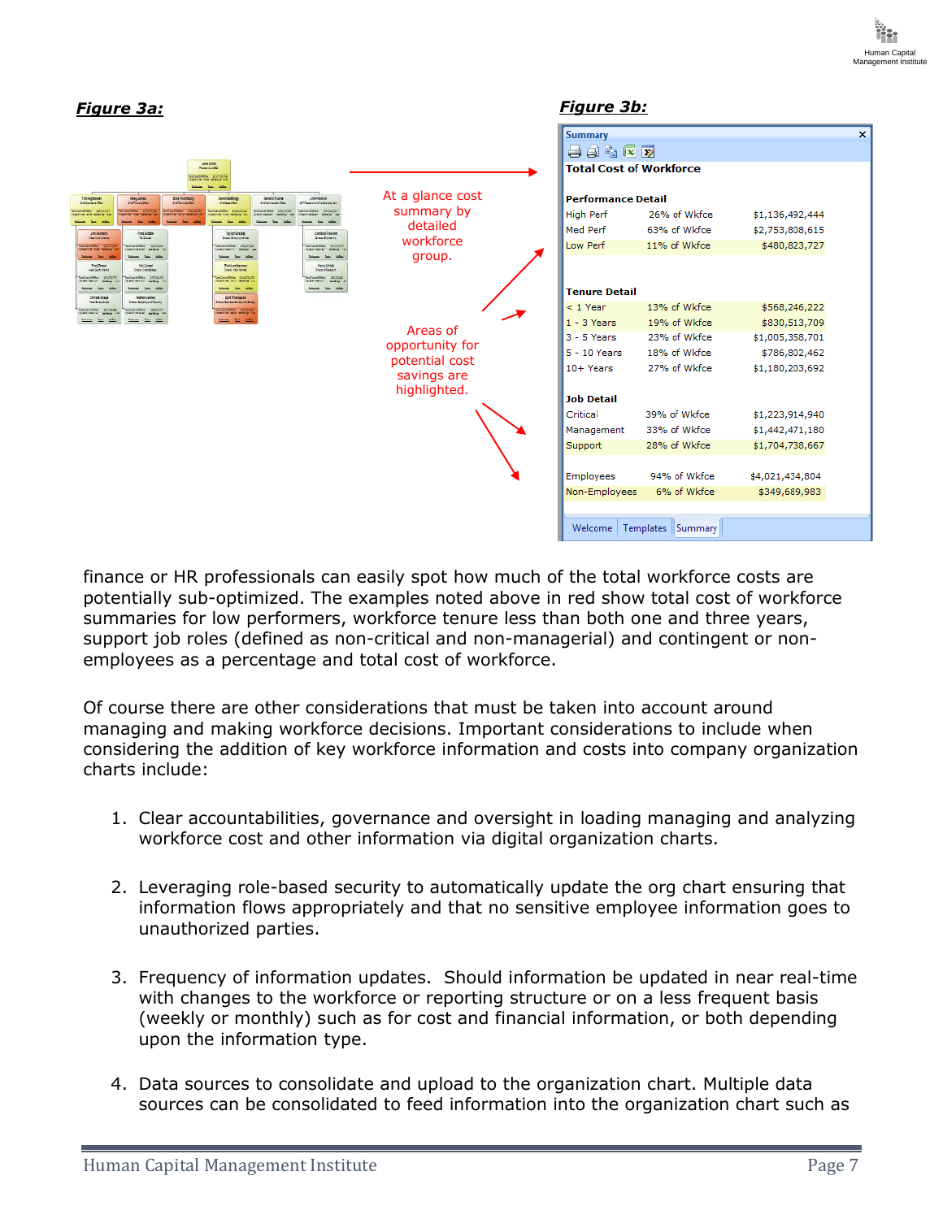***Figure 3a:***

At a glance cost summary by detailed workforce group.

Areas of opportunity for potential cost savings are highlighted.

***Figure 3b:***

**Summary**

**Total Cost of Workforce**

| **Performance Detail** | | |
|---|---|---|
| High Perf | 26% of Wkfce | $1,136,492,444 |
| Med Perf | 63% of Wkfce | $2,753,808,615 |
| Low Perf | 11% of Wkfce | $480,823,727 |

| **Tenure Detail** | | |
|---|---|---|
| < 1 Year | 13% of Wkfce | $568,246,222 |
| 1 - 3 Years | 19% of Wkfce | $830,513,709 |
| 3 - 5 Years | 23% of Wkfce | $1,005,358,701 |
| 5 - 10 Years | 18% of Wkfce | $786,802,462 |
| 10+ Years | 27% of Wkfce | $1,180,203,692 |

| **Job Detail** | | |
|---|---|---|
| Critical | 39% of Wkfce | $1,223,914,940 |
| Management | 33% of Wkfce | $1,442,471,180 |
| Support | 28% of Wkfce | $1,704,738,667 |

| | | |
|---|---|---|
| Employees | 94% of Wkfce | $4,021,434,804 |
| Non-Employees | 6% of Wkfce | $349,689,983 |

Welcome | Templates | Summary

finance or HR professionals can easily spot how much of the total workforce costs are potentially sub-optimized. The examples noted above in red show total cost of workforce summaries for low performers, workforce tenure less than both one and three years, support job roles (defined as non-critical and non-managerial) and contingent or non-employees as a percentage and total cost of workforce.

Of course there are other considerations that must be taken into account around managing and making workforce decisions. Important considerations to include when considering the addition of key workforce information and costs into company organization charts include:

1. Clear accountabilities, governance and oversight in loading managing and analyzing workforce cost and other information via digital organization charts.

2. Leveraging role-based security to automatically update the org chart ensuring that information flows appropriately and that no sensitive employee information goes to unauthorized parties.

3. Frequency of information updates. Should information be updated in near real-time with changes to the workforce or reporting structure or on a less frequent basis (weekly or monthly) such as for cost and financial information, or both depending upon the information type.

4. Data sources to consolidate and upload to the organization chart. Multiple data sources can be consolidated to feed information into the organization chart such as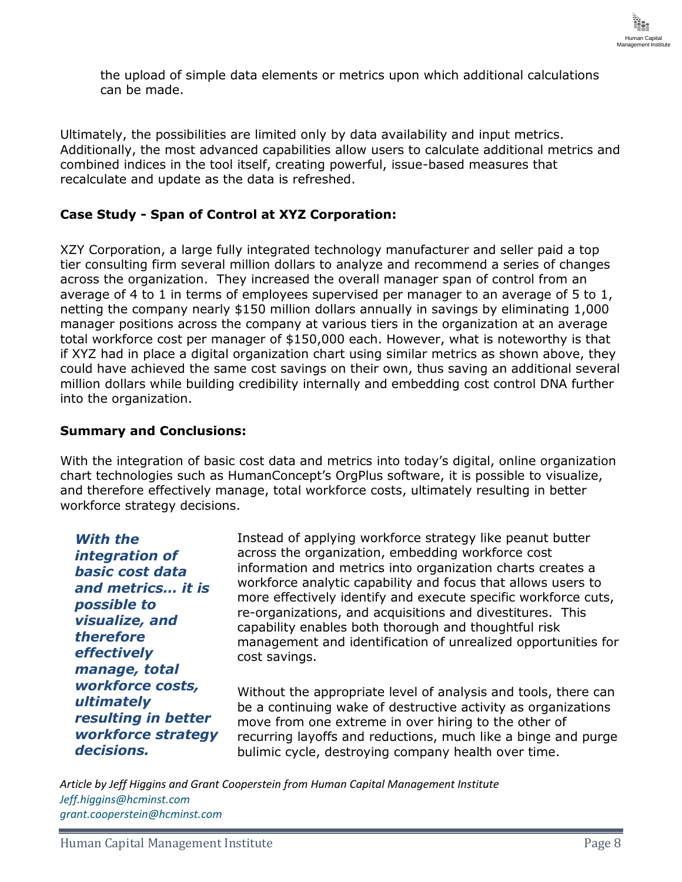the upload of simple data elements or metrics upon which additional calculations can be made.

Ultimately, the possibilities are limited only by data availability and input metrics. Additionally, the most advanced capabilities allow users to calculate additional metrics and combined indices in the tool itself, creating powerful, issue-based measures that recalculate and update as the data is refreshed.

**Case Study - Span of Control at XYZ Corporation:**

XZY Corporation, a large fully integrated technology manufacturer and seller paid a top tier consulting firm several million dollars to analyze and recommend a series of changes across the organization. They increased the overall manager span of control from an average of 4 to 1 in terms of employees supervised per manager to an average of 5 to 1, netting the company nearly $150 million dollars annually in savings by eliminating 1,000 manager positions across the company at various tiers in the organization at an average total workforce cost per manager of $150,000 each. However, what is noteworthy is that if XYZ had in place a digital organization chart using similar metrics as shown above, they could have achieved the same cost savings on their own, thus saving an additional several million dollars while building credibility internally and embedding cost control DNA further into the organization.

**Summary and Conclusions:**

With the integration of basic cost data and metrics into today's digital, online organization chart technologies such as HumanConcept's OrgPlus software, it is possible to visualize, and therefore effectively manage, total workforce costs, ultimately resulting in better workforce strategy decisions.

***With the integration of basic cost data and metrics… it is possible to visualize, and therefore effectively manage, total workforce costs, ultimately resulting in better workforce strategy decisions.***

Instead of applying workforce strategy like peanut butter across the organization, embedding workforce cost information and metrics into organization charts creates a workforce analytic capability and focus that allows users to more effectively identify and execute specific workforce cuts, re-organizations, and acquisitions and divestitures. This capability enables both thorough and thoughtful risk management and identification of unrealized opportunities for cost savings.

Without the appropriate level of analysis and tools, there can be a continuing wake of destructive activity as organizations move from one extreme in over hiring to the other of recurring layoffs and reductions, much like a binge and purge bulimic cycle, destroying company health over time.

*Article by Jeff Higgins and Grant Cooperstein from Human Capital Management Institute*
*Jeff.higgins@hcminst.com*
*grant.cooperstein@hcminst.com*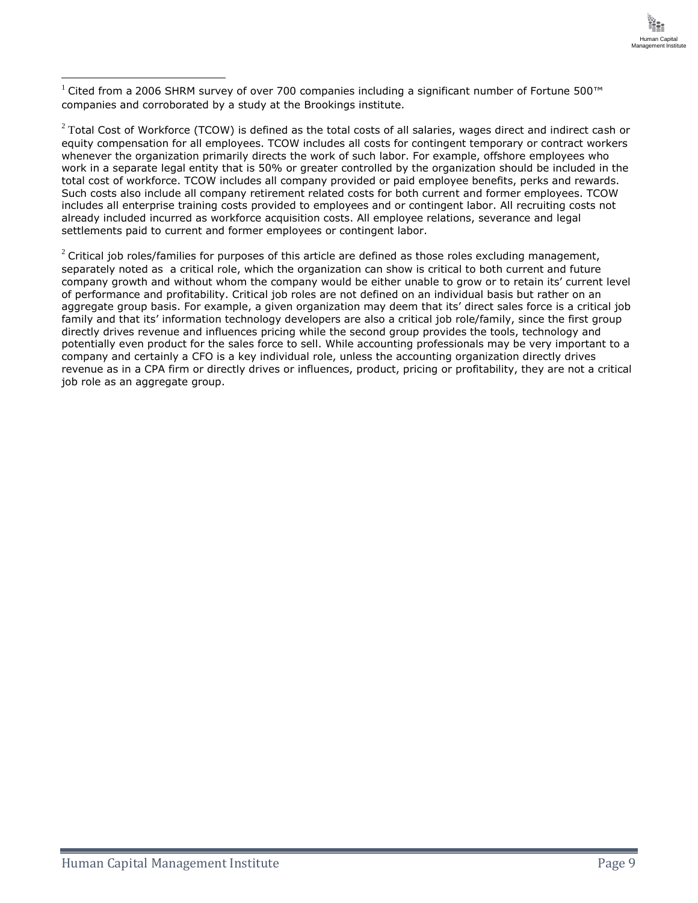[1] Cited from a 2006 SHRM survey of over 700 companies including a significant number of Fortune 500™ companies and corroborated by a study at the Brookings institute.

[2] Total Cost of Workforce (TCOW) is defined as the total costs of all salaries, wages direct and indirect cash or equity compensation for all employees. TCOW includes all costs for contingent temporary or contract workers whenever the organization primarily directs the work of such labor. For example, offshore employees who work in a separate legal entity that is 50% or greater controlled by the organization should be included in the total cost of workforce. TCOW includes all company provided or paid employee benefits, perks and rewards. Such costs also include all company retirement related costs for both current and former employees. TCOW includes all enterprise training costs provided to employees and or contingent labor. All recruiting costs not already included incurred as workforce acquisition costs. All employee relations, severance and legal settlements paid to current and former employees or contingent labor.

[2] Critical job roles/families for purposes of this article are defined as those roles excluding management, separately noted as a critical role, which the organization can show is critical to both current and future company growth and without whom the company would be either unable to grow or to retain its' current level of performance and profitability. Critical job roles are not defined on an individual basis but rather on an aggregate group basis. For example, a given organization may deem that its' direct sales force is a critical job family and that its' information technology developers are also a critical job role/family, since the first group directly drives revenue and influences pricing while the second group provides the tools, technology and potentially even product for the sales force to sell. While accounting professionals may be very important to a company and certainly a CFO is a key individual role, unless the accounting organization directly drives revenue as in a CPA firm or directly drives or influences, product, pricing or profitability, they are not a critical job role as an aggregate group.